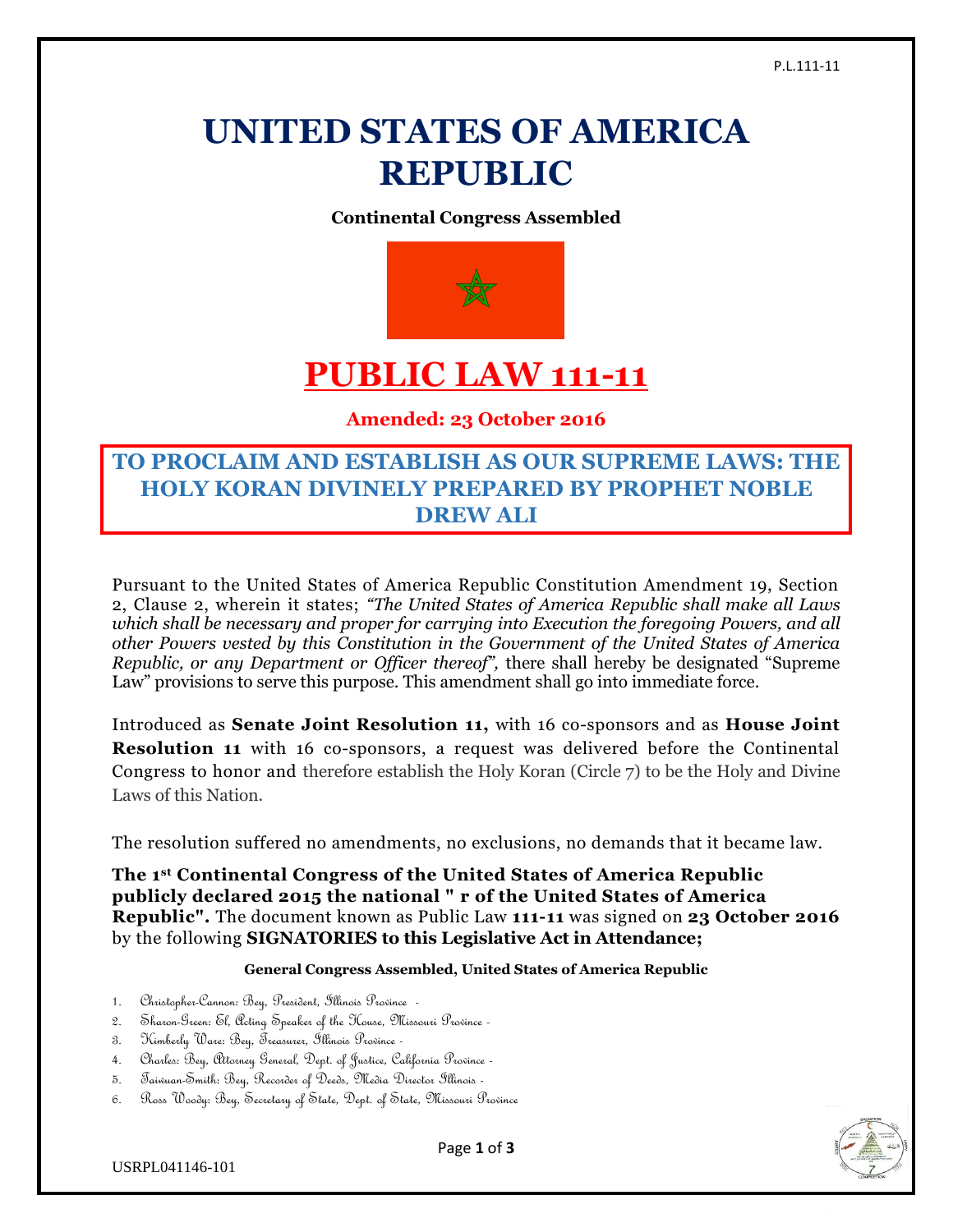# UNITED STATES OF AMERICA REPUBLIC

**Continental Congress Assembled**

# PUBLIC LAW 111-11

**Amended: 23 October 2016**

## TO PROCLAIM AND ESTABLISH AS OUR SUPREME LAWS: THE HOLY KORAN DIVINELY PREPARED BY PROPHET NOBLE DREW ALI

Pursuant to the United States of America Republic Constitution Amendment 19, Section 2, Clause 2, wherein it states; *"The United States of America Republic shall make all Laws which shall be necessary and proper for carrying into Execution the foregoing Powers, and all other Powers vested by this Constitution in the Government of the United States of America Republic, or any Department or Officer thereof",* there shall hereby be designated "Supreme Law" provisions to serve this purpose. This amendment shall go into immediate force.

Introduced as **Senate Joint Resolution 11,** with 16 co-sponsors and as **House Joint Resolution 11** with 16 co-sponsors, a request was delivered before the Continental Congress to honor and therefore establish the Holy Koran (Circle 7) to be the Holy and Divine Laws of this Nation.

The resolution suffered no amendments, no exclusions, no demands that it became law.

**The 1st Continental Congress of the United States of America Republic publicly declared 2015 the national " r of the United States of America Republic".** The document known as Public Law **111-11** was signed on **23 October 2016** by the following **SIGNATORIES to this Legislative Act in Attendance;**

**General Congress Assembled, United States of America Republic**

1. Christopher-Cannon: Bey, President, Illinois Province -
2. Sharon-Green: El, Acting Speaker of the House, Missouri Province -
3. Kimberly Ware: Bey, Treasurer, Illinois Province -
4. Charles: Bey, Attorney General, Dept. of Justice, California Province -
5. Taiwuan-Smith: Bey, Recorder of Deeds, Media Director Illinois -
6. Ross Woody: Bey, Secretary of State, Dept. of State, Missouri Province

USRPL041146-101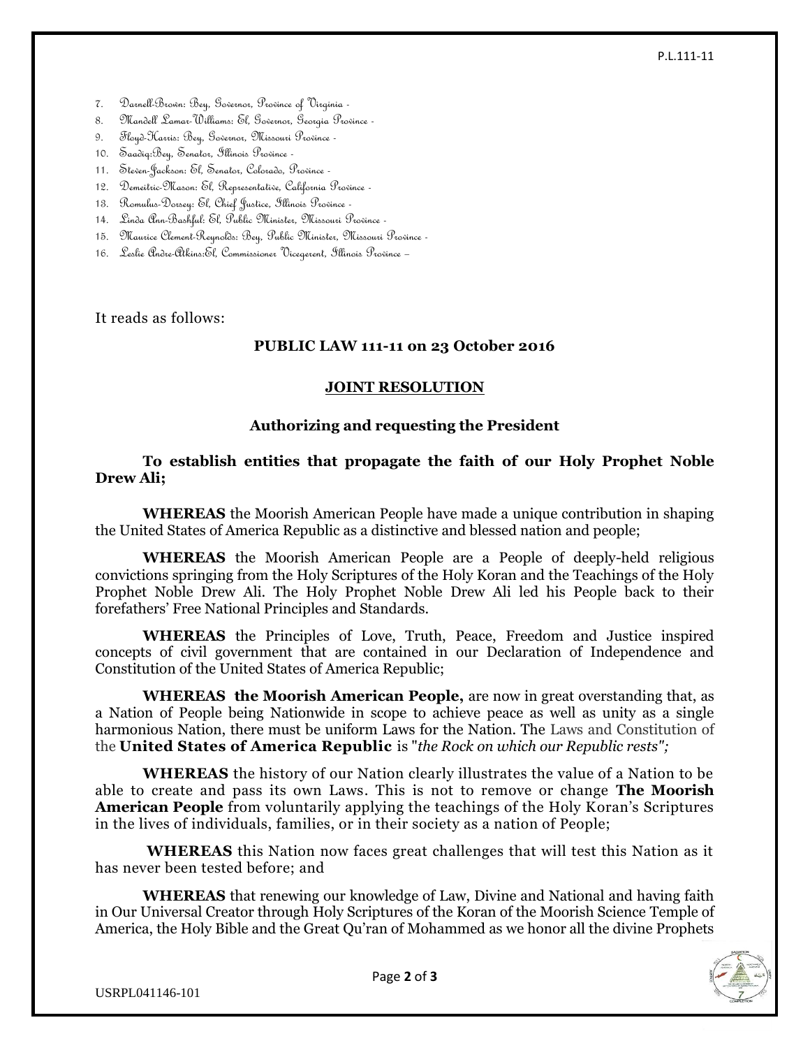7. Darnell-Brown: Bey, Governor, Province of Virginia -
8. Mandell Lamar-Williams: El, Governor, Georgia Province -
9. Floyd-Harris: Bey, Governor, Missouri Province -
10. Saadiq:Bey, Senator, Illinois Province -
11. Steven-Jackson: El, Senator, Colorado, Province -
12. Demeitric-Mason: El, Representative, California Province -
13. Romulus-Dorsey: El, Chief Justice, Illinois Province -
14. Linda Ann-Bashful: El, Public Minister, Missouri Province -
15. Maurice Clement-Reynolds: Bey, Public Minister, Missouri Province -
16. Leslie Andre-Atkins:El, Commissioner Vicegerent, Illinois Province –

It reads as follows:

**PUBLIC LAW 111-11 on 23 October 2016**

**<u>JOINT RESOLUTION</u>**

**Authorizing and requesting the President**

**To establish entities that propagate the faith of our Holy Prophet Noble Drew Ali;**

**WHEREAS** the Moorish American People have made a unique contribution in shaping the United States of America Republic as a distinctive and blessed nation and people;

**WHEREAS** the Moorish American People are a People of deeply-held religious convictions springing from the Holy Scriptures of the Holy Koran and the Teachings of the Holy Prophet Noble Drew Ali. The Holy Prophet Noble Drew Ali led his People back to their forefathers' Free National Principles and Standards.

**WHEREAS** the Principles of Love, Truth, Peace, Freedom and Justice inspired concepts of civil government that are contained in our Declaration of Independence and Constitution of the United States of America Republic;

**WHEREAS the Moorish American People,** are now in great overstanding that, as a Nation of People being Nationwide in scope to achieve peace as well as unity as a single harmonious Nation, there must be uniform Laws for the Nation. The Laws and Constitution of the **United States of America Republic** is "*the Rock on which our Republic rests";*

**WHEREAS** the history of our Nation clearly illustrates the value of a Nation to be able to create and pass its own Laws. This is not to remove or change **The Moorish American People** from voluntarily applying the teachings of the Holy Koran's Scriptures in the lives of individuals, families, or in their society as a nation of People;

**WHEREAS** this Nation now faces great challenges that will test this Nation as it has never been tested before; and

**WHEREAS** that renewing our knowledge of Law, Divine and National and having faith in Our Universal Creator through Holy Scriptures of the Koran of the Moorish Science Temple of America, the Holy Bible and the Great Qu'ran of Mohammed as we honor all the divine Prophets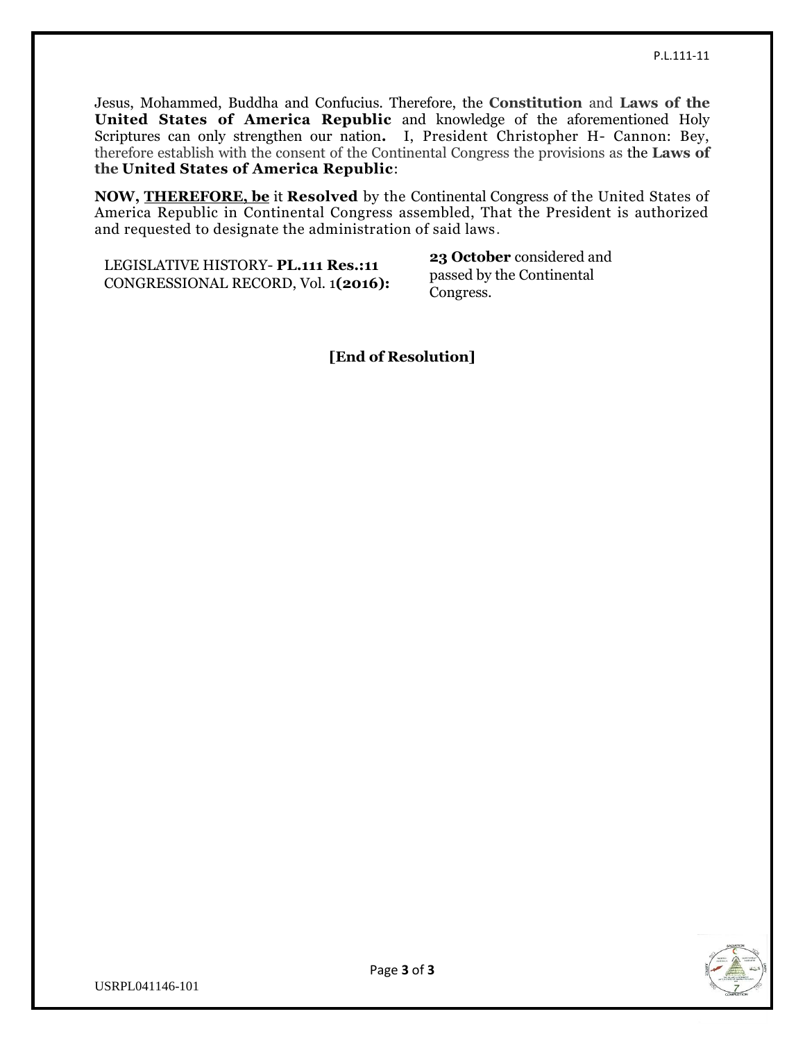Jesus, Mohammed, Buddha and Confucius. Therefore, the **Constitution** and **Laws of the United States of America Republic** and knowledge of the aforementioned Holy Scriptures can only strengthen our nation**.** I, President Christopher H- Cannon: Bey, therefore establish with the consent of the Continental Congress the provisions as the **Laws of the United States of America Republic**:

**NOW, THEREFORE, be** it **Resolved** by the Continental Congress of the United States of America Republic in Continental Congress assembled, That the President is authorized and requested to designate the administration of said laws.

| | |
|---|---|
| LEGISLATIVE HISTORY- **PL.111 Res.:11** CONGRESSIONAL RECORD, Vol. 1**(2016):** | **23 October** considered and passed by the Continental Congress. |

**[End of Resolution]**

USRPL041146-101